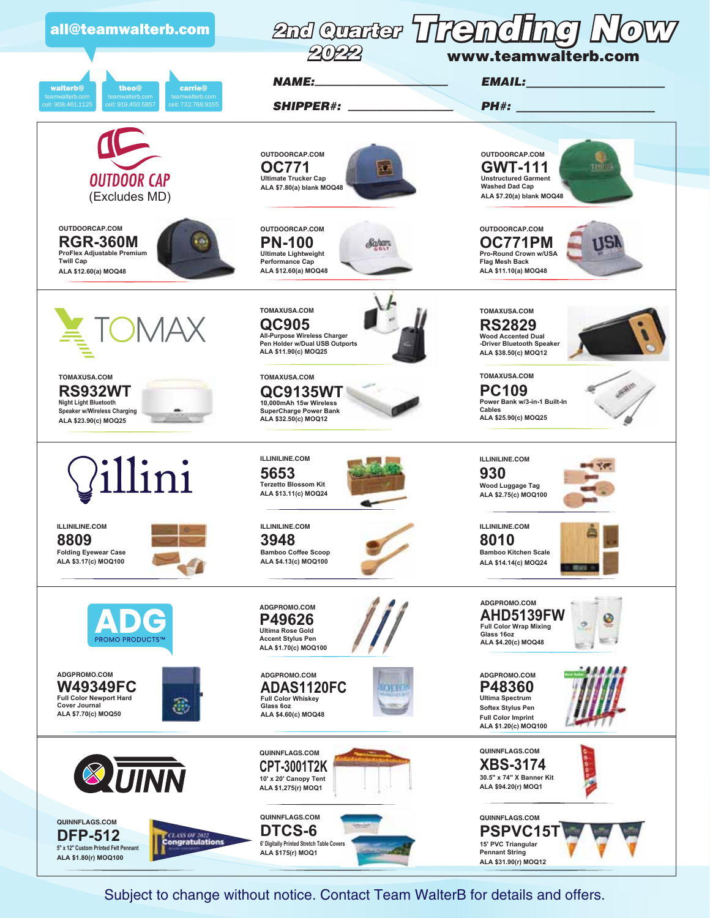all@teamwalterb.com

**walterb@** teamwalterb.com cell: 908.461.1125

**theo@** teamwalterb.com cell: 919.450.5857

**carrie@** teamwalterb.com cell: 732.768.9155

# 2nd Quarter 2022 Trending Now

www.teamwalterb.com

**NAME:** ____________________ **EMAIL:** ____________________

**SHIPPER#:** ____________________ **PH#:** ____________________

## OUTDOOR CAP (Excludes MD)

OUTDOORCAP.COM
**OC771**
Ultimate Trucker Cap
ALA $7.80(a) blank MOQ48

OUTDOORCAP.COM
**GWT-111**
Unstructured Garment Washed Dad Cap
ALA $7.20(a) blank MOQ48

OUTDOORCAP.COM
**RGR-360M**
ProFlex Adjustable Premium Twill Cap
ALA $12.60(a) MOQ48

OUTDOORCAP.COM
**PN-100**
Ultimate Lightweight Performance Cap
ALA $12.60(a) MOQ48

OUTDOORCAP.COM
**OC771PM**
Pro-Round Crown w/USA Flag Mesh Back
ALA $11.10(a) MOQ48

## TOMAX

TOMAXUSA.COM
**QC905**
All-Purpose Wireless Charger Pen Holder w/Dual USB Outports
ALA $11.90(c) MOQ25

TOMAXUSA.COM
**RS2829**
Wood Accented Dual -Driver Bluetooth Speaker
ALA $38.50(c) MOQ12

TOMAXUSA.COM
**RS932WT**
Night Light Bluetooth Speaker w/Wireless Charging
ALA $23.90(c) MOQ25

TOMAXUSA.COM
**QC9135WT**
10,000mAh 15w Wireless SuperCharge Power Bank
ALA $32.50(c) MOQ12

TOMAXUSA.COM
**PC109**
Power Bank w/3-in-1 Built-In Cables
ALA $25.90(c) MOQ25

## illini

ILLINILINE.COM
**5653**
Terzetto Blossom Kit
ALA $13.11(c) MOQ24

ILLINILINE.COM
**930**
Wood Luggage Tag
ALA $2.75(c) MOQ100

ILLINILINE.COM
**8809**
Folding Eyewear Case
ALA $3.17(c) MOQ100

ILLINILINE.COM
**3948**
Bamboo Coffee Scoop
ALA $4.13(c) MOQ100

ILLINILINE.COM
**8010**
Bamboo Kitchen Scale
ALA $14.14(c) MOQ24

## ADG PROMO PRODUCTS™

ADGPROMO.COM
**P49626**
Ultima Rose Gold Accent Stylus Pen
ALA $1.70(c) MOQ100

ADGPROMO.COM
**AHD5139FW**
Full Color Wrap Mixing Glass 16oz
ALA $4.20(c) MOQ48

ADGPROMO.COM
**W49349FC**
Full Color Newport Hard Cover Journal
ALA $7.70(c) MOQ50

ADGPROMO.COM
**ADAS1120FC**
Full Color Whiskey Glass 6oz
ALA $4.60(c) MOQ48

ADGPROMO.COM
**P48360**
Ultima Spectrum Softex Stylus Pen Full Color Imprint
ALA $1.20(c) MOQ100

## QUINN

QUINNFLAGS.COM
**CPT-3001T2K**
10' x 20' Canopy Tent
ALA $1,275(r) MOQ1

QUINNFLAGS.COM
**XBS-3174**
30.5" x 74" X Banner Kit
ALA $94.20(r) MOQ1

QUINNFLAGS.COM
**DFP-512**
5" x 12" Custom Printed Felt Pennant
ALA $1.80(r) MOQ100

QUINNFLAGS.COM
**DTCS-6**
6' Digitally Printed Stretch Table Covers
ALA $175(r) MOQ1

QUINNFLAGS.COM
**PSPVC15T**
15' PVC Triangular Pennant String
ALA $31.90(r) MOQ12

Subject to change without notice. Contact Team WalterB for details and offers.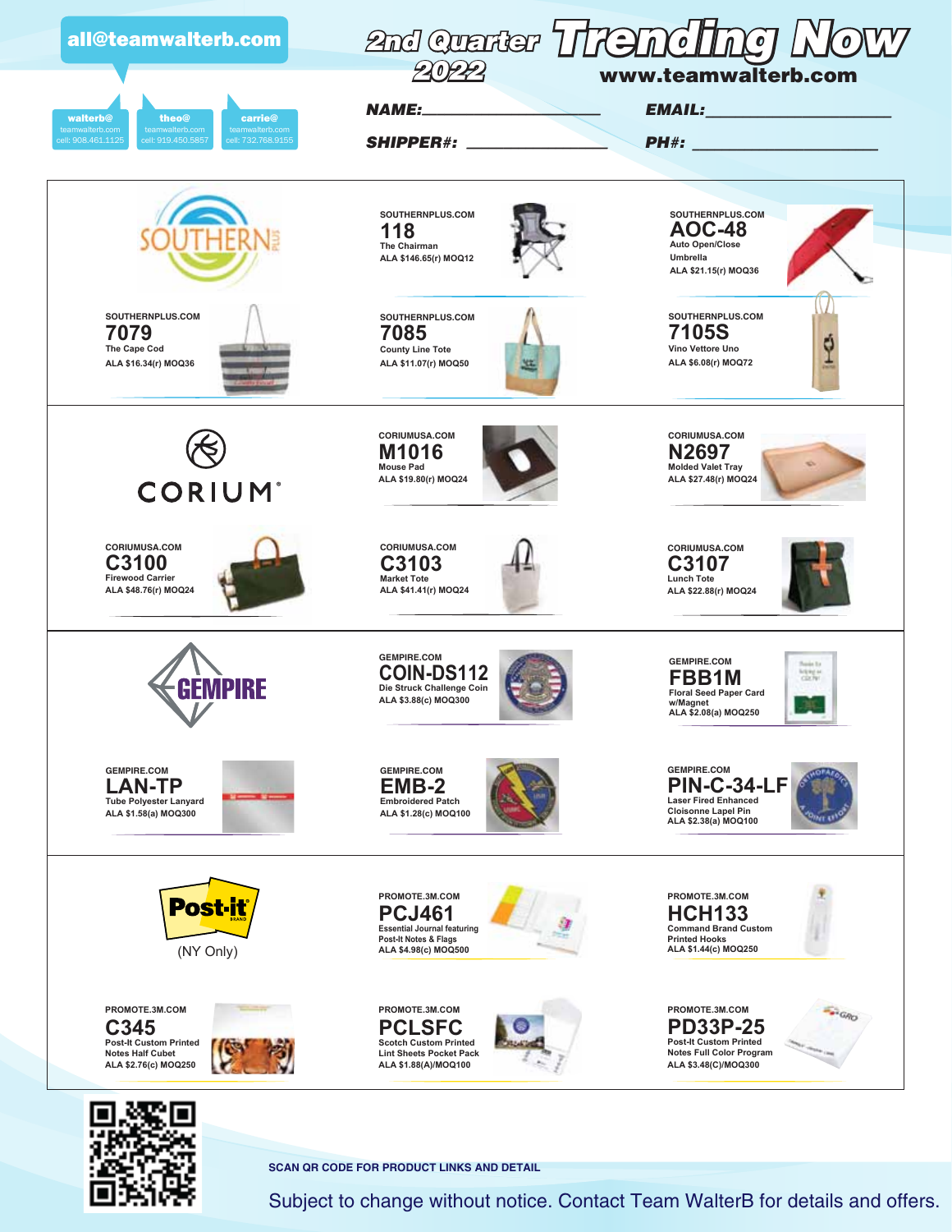all@teamwalterb.com

walterb@teamwalterb.com
cell: 908.461.1125

theo@teamwalterb.com
cell: 919.450.5857

carrie@teamwalterb.com
cell: 732.768.9155

# 2nd Quarter 2022 Trending Now

www.teamwalterb.com

**NAME:** ____________________ **EMAIL:** ____________________

**SHIPPER#:** ____________________ **PH#:** ____________________

## SOUTHERN PLUS

SOUTHERNPLUS.COM
**118**
The Chairman
ALA $146.65(r) MOQ12

SOUTHERNPLUS.COM
**AOC-48**
Auto Open/Close Umbrella
ALA $21.15(r) MOQ36

SOUTHERNPLUS.COM
**7079**
The Cape Cod
ALA $16.34(r) MOQ36

SOUTHERNPLUS.COM
**7085**
County Line Tote
ALA $11.07(r) MOQ50

SOUTHERNPLUS.COM
**7105S**
Vino Vettore Uno
ALA $6.08(r) MOQ72

## CORIUM®

CORIUMUSA.COM
**M1016**
Mouse Pad
ALA $19.80(r) MOQ24

CORIUMUSA.COM
**N2697**
Molded Valet Tray
ALA $27.48(r) MOQ24

CORIUMUSA.COM
**C3100**
Firewood Carrier
ALA $48.76(r) MOQ24

CORIUMUSA.COM
**C3103**
Market Tote
ALA $41.41(r) MOQ24

CORIUMUSA.COM
**C3107**
Lunch Tote
ALA $22.88(r) MOQ24

## GEMPIRE

GEMPIRE.COM
**COIN-DS112**
Die Struck Challenge Coin
ALA $3.88(c) MOQ300

GEMPIRE.COM
**FBB1M**
Floral Seed Paper Card w/Magnet
ALA $2.08(a) MOQ250

GEMPIRE.COM
**LAN-TP**
Tube Polyester Lanyard
ALA $1.58(a) MOQ300

GEMPIRE.COM
**EMB-2**
Embroidered Patch
ALA $1.28(c) MOQ100

GEMPIRE.COM
**PIN-C-34-LF**
Laser Fired Enhanced Cloisonne Lapel Pin
ALA $2.38(a) MOQ100

## Post-it Brand

(NY Only)

PROMOTE.3M.COM
**PCJ461**
Essential Journal featuring Post-It Notes & Flags
ALA $4.98(c) MOQ500

PROMOTE.3M.COM
**HCH133**
Command Brand Custom Printed Hooks
ALA $1.44(c) MOQ250

PROMOTE.3M.COM
**C345**
Post-It Custom Printed Notes Half Cubet
ALA $2.76(c) MOQ250

PROMOTE.3M.COM
**PCLSFC**
Scotch Custom Printed Lint Sheets Pocket Pack
ALA $1.88(A)/MOQ100

PROMOTE.3M.COM
**PD33P-25**
Post-It Custom Printed Notes Full Color Program
ALA $3.48(C)/MOQ300

SCAN QR CODE FOR PRODUCT LINKS AND DETAIL

Subject to change without notice. Contact Team WalterB for details and offers.